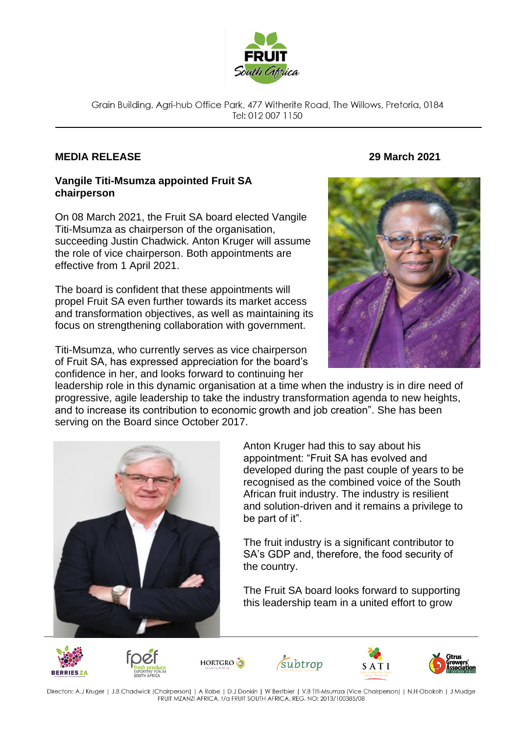Grain Building, Agri-hub Office Park, 477 Witherite Road, The Willows, Pretoria, 0184
Tel: 012 007 1150

**MEDIA RELEASE** **29 March 2021**

## Vangile Titi-Msumza appointed Fruit SA chairperson

On 08 March 2021, the Fruit SA board elected Vangile Titi-Msumza as chairperson of the organisation, succeeding Justin Chadwick. Anton Kruger will assume the role of vice chairperson. Both appointments are effective from 1 April 2021.

The board is confident that these appointments will propel Fruit SA even further towards its market access and transformation objectives, as well as maintaining its focus on strengthening collaboration with government.

Titi-Msumza, who currently serves as vice chairperson of Fruit SA, has expressed appreciation for the board's confidence in her, and looks forward to continuing her leadership role in this dynamic organisation at a time when the industry is in dire need of progressive, agile leadership to take the industry transformation agenda to new heights, and to increase its contribution to economic growth and job creation". She has been serving on the Board since October 2017.

Anton Kruger had this to say about his appointment: "Fruit SA has evolved and developed during the past couple of years to be recognised as the combined voice of the South African fruit industry. The industry is resilient and solution-driven and it remains a privilege to be part of it".

The fruit industry is a significant contributor to SA's GDP and, therefore, the food security of the country.

The Fruit SA board looks forward to supporting this leadership team in a united effort to grow

Directors: A.J Kruger | J.B Chadwick (Chairperson) | A Rabe | D.J Donkin | W Bestbier | V.B Titi-Msumza (Vice Chairperson) | N.H Obokoh | J Mudge
FRUIT MZANZI AFRICA, t/a FRUIT SOUTH AFRICA. REG. NO: 2013/100385/08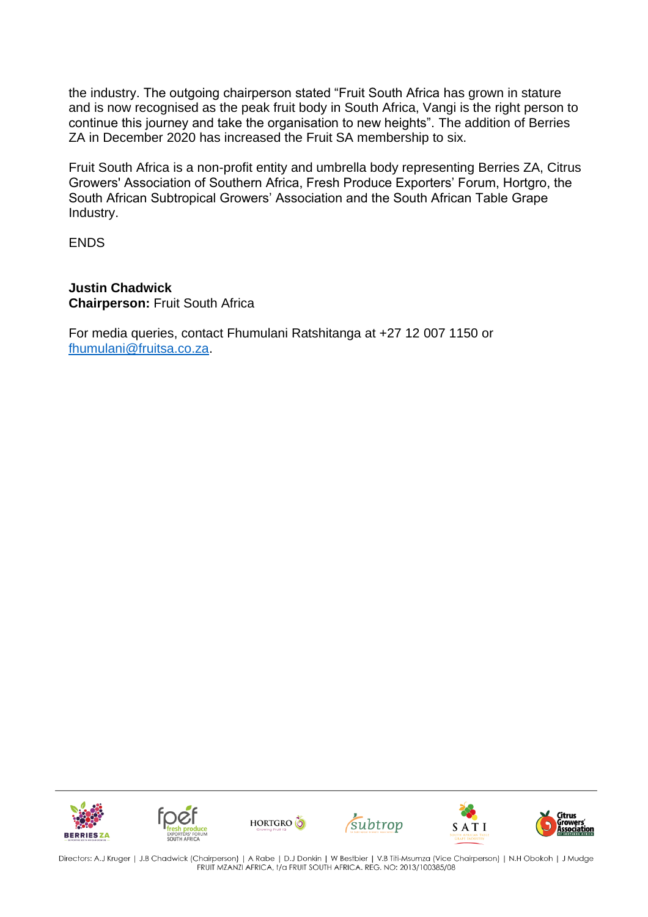the industry. The outgoing chairperson stated "Fruit South Africa has grown in stature and is now recognised as the peak fruit body in South Africa, Vangi is the right person to continue this journey and take the organisation to new heights". The addition of Berries ZA in December 2020 has increased the Fruit SA membership to six.

Fruit South Africa is a non-profit entity and umbrella body representing Berries ZA, Citrus Growers' Association of Southern Africa, Fresh Produce Exporters' Forum, Hortgro, the South African Subtropical Growers' Association and the South African Table Grape Industry.

ENDS

**Justin Chadwick**
**Chairperson:** Fruit South Africa

For media queries, contact Fhumulani Ratshitanga at +27 12 007 1150 or [fhumulani@fruitsa.co.za](mailto:fhumulani@fruitsa.co.za).